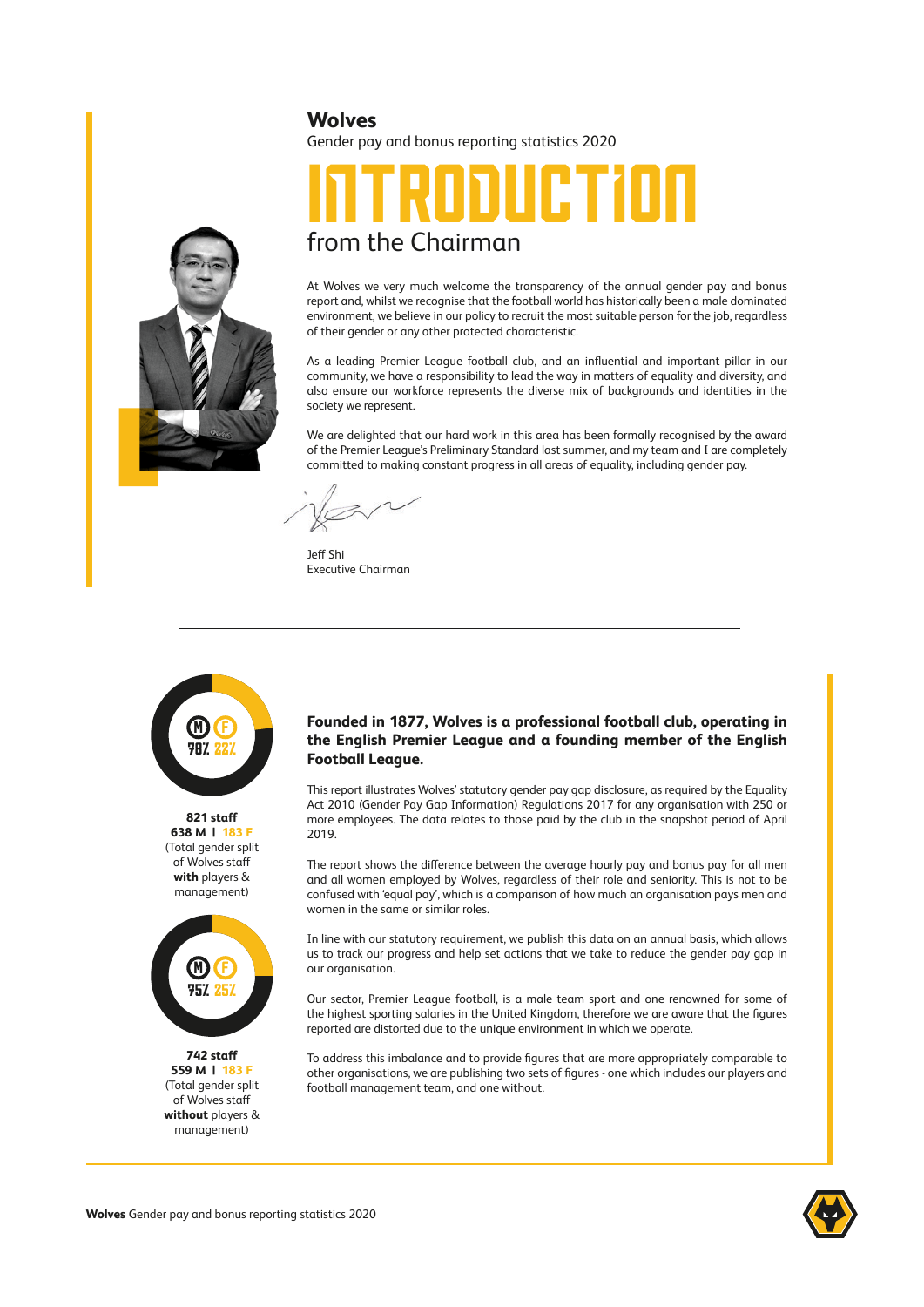# Wolves

Gender pay and bonus reporting statistics 2020

# INTRODUCTION

## from the Chairman

At Wolves we very much welcome the transparency of the annual gender pay and bonus report and, whilst we recognise that the football world has historically been a male dominated environment, we believe in our policy to recruit the most suitable person for the job, regardless of their gender or any other protected characteristic.

As a leading Premier League football club, and an influential and important pillar in our community, we have a responsibility to lead the way in matters of equality and diversity, and also ensure our workforce represents the diverse mix of backgrounds and identities in the society we represent.

We are delighted that our hard work in this area has been formally recognised by the award of the Premier League's Preliminary Standard last summer, and my team and I are completely committed to making constant progress in all areas of equality, including gender pay.

Jeff Shi
Executive Chairman

M F
78% 22%

**821 staff**
**638 M | 183 F**
(Total gender split of Wolves staff **with** players & management)

M F
75% 25%

**742 staff**
**559 M | 183 F**
(Total gender split of Wolves staff **without** players & management)

**Founded in 1877, Wolves is a professional football club, operating in the English Premier League and a founding member of the English Football League.**

This report illustrates Wolves' statutory gender pay gap disclosure, as required by the Equality Act 2010 (Gender Pay Gap Information) Regulations 2017 for any organisation with 250 or more employees. The data relates to those paid by the club in the snapshot period of April 2019.

The report shows the difference between the average hourly pay and bonus pay for all men and all women employed by Wolves, regardless of their role and seniority. This is not to be confused with 'equal pay', which is a comparison of how much an organisation pays men and women in the same or similar roles.

In line with our statutory requirement, we publish this data on an annual basis, which allows us to track our progress and help set actions that we take to reduce the gender pay gap in our organisation.

Our sector, Premier League football, is a male team sport and one renowned for some of the highest sporting salaries in the United Kingdom, therefore we are aware that the figures reported are distorted due to the unique environment in which we operate.

To address this imbalance and to provide figures that are more appropriately comparable to other organisations, we are publishing two sets of figures - one which includes our players and football management team, and one without.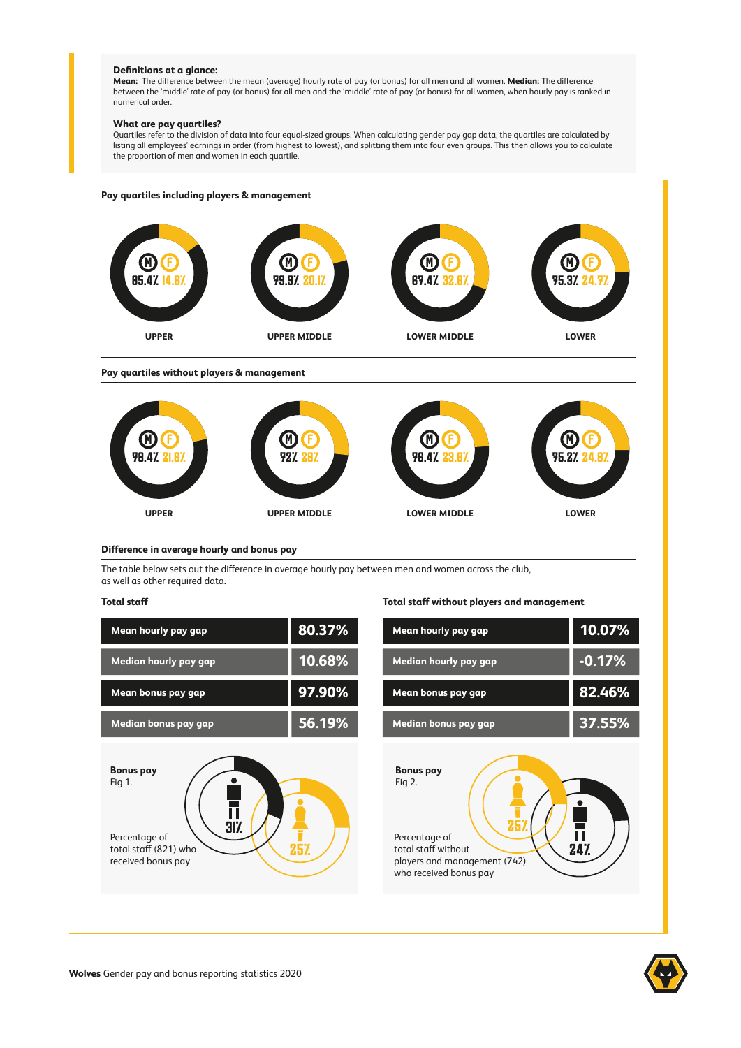**Definitions at a glance:**

**Mean:** The difference between the mean (average) hourly rate of pay (or bonus) for all men and all women. **Median:** The difference between the 'middle' rate of pay (or bonus) for all men and the 'middle' rate of pay (or bonus) for all women, when hourly pay is ranked in numerical order.

**What are pay quartiles?**

Quartiles refer to the division of data into four equal-sized groups. When calculating gender pay gap data, the quartiles are calculated by listing all employees' earnings in order (from highest to lowest), and splitting them into four even groups. This then allows you to calculate the proportion of men and women in each quartile.

### Pay quartiles including players & management

M F
85.4% 14.6%
UPPER

M F
79.9% 20.1%
UPPER MIDDLE

M F
67.4% 32.6%
LOWER MIDDLE

M F
75.3% 24.7%
LOWER

### Pay quartiles without players & management

M F
78.4% 21.6%
UPPER

M F
72% 28%
UPPER MIDDLE

M F
76.4% 23.6%
LOWER MIDDLE

M F
75.2% 24.8%
LOWER

### Difference in average hourly and bonus pay

The table below sets out the difference in average hourly pay between men and women across the club, as well as other required data.

**Total staff**

| | |
|---|---|
| Mean hourly pay gap | 80.37% |
| Median hourly pay gap | 10.68% |
| Mean bonus pay gap | 97.90% |
| Median bonus pay gap | 56.19% |

**Bonus pay**
Fig 1.

31%
25%

Percentage of total staff (821) who received bonus pay

**Total staff without players and management**

| | |
|---|---|
| Mean hourly pay gap | 10.07% |
| Median hourly pay gap | -0.17% |
| Mean bonus pay gap | 82.46% |
| Median bonus pay gap | 37.55% |

**Bonus pay**
Fig 2.

25%
24%

Percentage of total staff without players and management (742) who received bonus pay